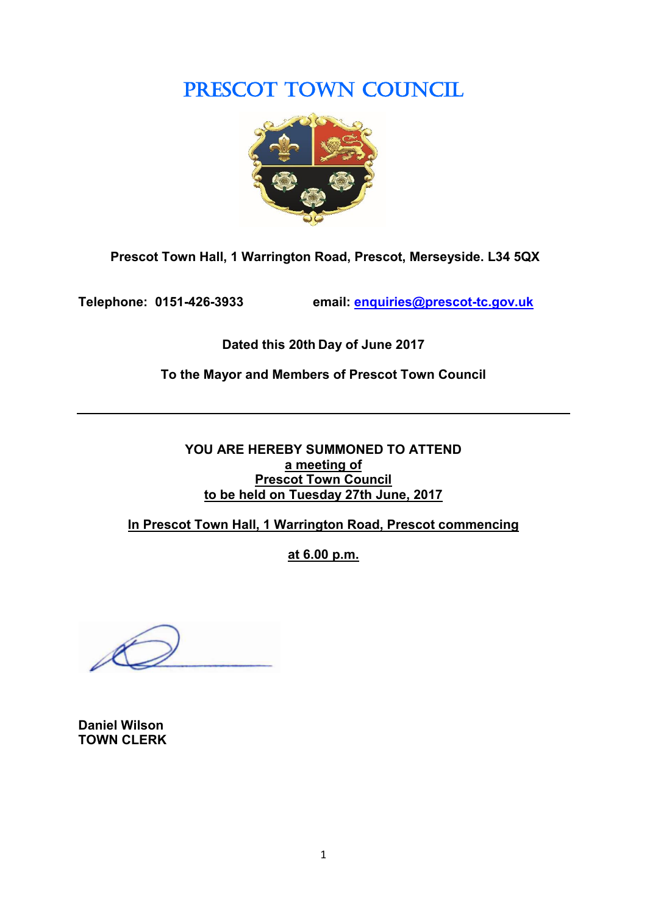# PRESCOT TOWN COUNCIL

**Prescot Town Hall, 1 Warrington Road, Prescot, Merseyside. L34 5QX**

**Telephone: 0151-426-3933** **email: enquiries@prescot-tc.gov.uk**

**Dated this 20th Day of June 2017**

**To the Mayor and Members of Prescot Town Council**

---

**YOU ARE HEREBY SUMMONED TO ATTEND**
**a meeting of**
**Prescot Town Council**
**to be held on Tuesday 27th June, 2017**

**In Prescot Town Hall, 1 Warrington Road, Prescot commencing**

**at 6.00 p.m.**

**Daniel Wilson**
**TOWN CLERK**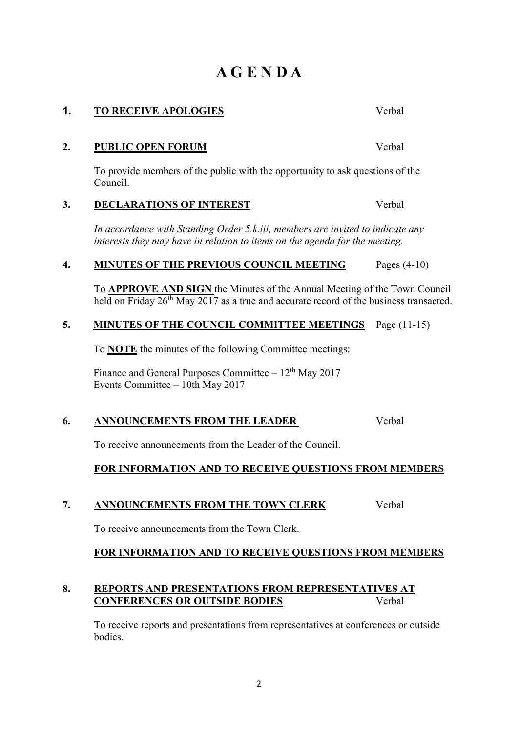# A G E N D A

**1. TO RECEIVE APOLOGIES** Verbal

**2. PUBLIC OPEN FORUM** Verbal

To provide members of the public with the opportunity to ask questions of the Council.

**3. DECLARATIONS OF INTEREST** Verbal

*In accordance with Standing Order 5.k.iii, members are invited to indicate any interests they may have in relation to items on the agenda for the meeting.*

**4. MINUTES OF THE PREVIOUS COUNCIL MEETING** Pages (4-10)

To **APPROVE AND SIGN** the Minutes of the Annual Meeting of the Town Council held on Friday 26th May 2017 as a true and accurate record of the business transacted.

**5. MINUTES OF THE COUNCIL COMMITTEE MEETINGS** Page (11-15)

To **NOTE** the minutes of the following Committee meetings:

Finance and General Purposes Committee – 12th May 2017
Events Committee – 10th May 2017

**6. ANNOUNCEMENTS FROM THE LEADER** Verbal

To receive announcements from the Leader of the Council.

**FOR INFORMATION AND TO RECEIVE QUESTIONS FROM MEMBERS**

**7. ANNOUNCEMENTS FROM THE TOWN CLERK** Verbal

To receive announcements from the Town Clerk.

**FOR INFORMATION AND TO RECEIVE QUESTIONS FROM MEMBERS**

**8. REPORTS AND PRESENTATIONS FROM REPRESENTATIVES AT CONFERENCES OR OUTSIDE BODIES** Verbal

To receive reports and presentations from representatives at conferences or outside bodies.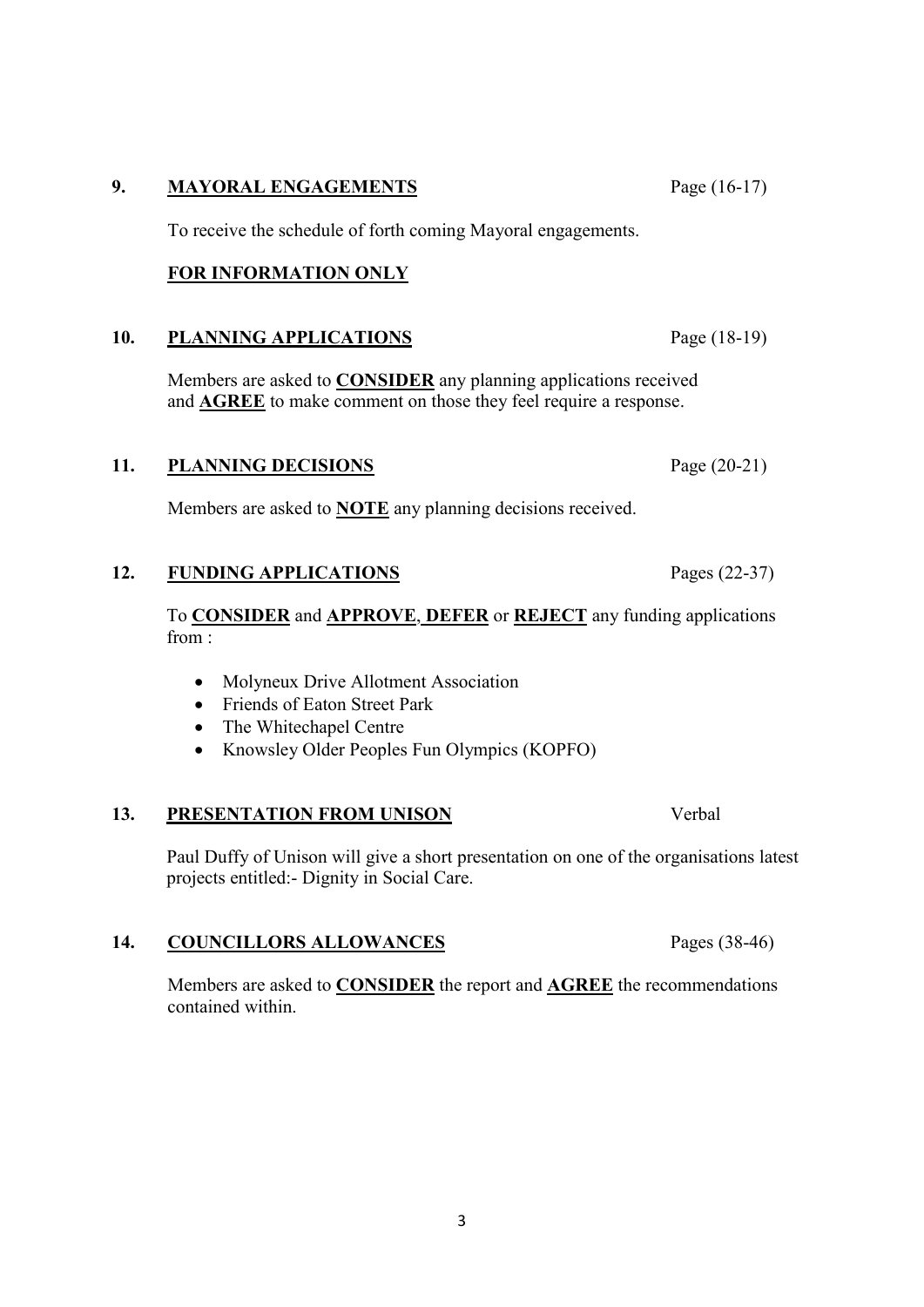**9.** **MAYORAL ENGAGEMENTS** Page (16-17)

To receive the schedule of forth coming Mayoral engagements.

**FOR INFORMATION ONLY**

**10.** **PLANNING APPLICATIONS** Page (18-19)

Members are asked to **CONSIDER** any planning applications received and **AGREE** to make comment on those they feel require a response.

**11.** **PLANNING DECISIONS** Page (20-21)

Members are asked to **NOTE** any planning decisions received.

**12.** **FUNDING APPLICATIONS** Pages (22-37)

To **CONSIDER** and **APPROVE**, **DEFER** or **REJECT** any funding applications from :

- Molyneux Drive Allotment Association
- Friends of Eaton Street Park
- The Whitechapel Centre
- Knowsley Older Peoples Fun Olympics (KOPFO)

**13.** **PRESENTATION FROM UNISON** Verbal

Paul Duffy of Unison will give a short presentation on one of the organisations latest projects entitled:- Dignity in Social Care.

**14.** **COUNCILLORS ALLOWANCES** Pages (38-46)

Members are asked to **CONSIDER** the report and **AGREE** the recommendations contained within.